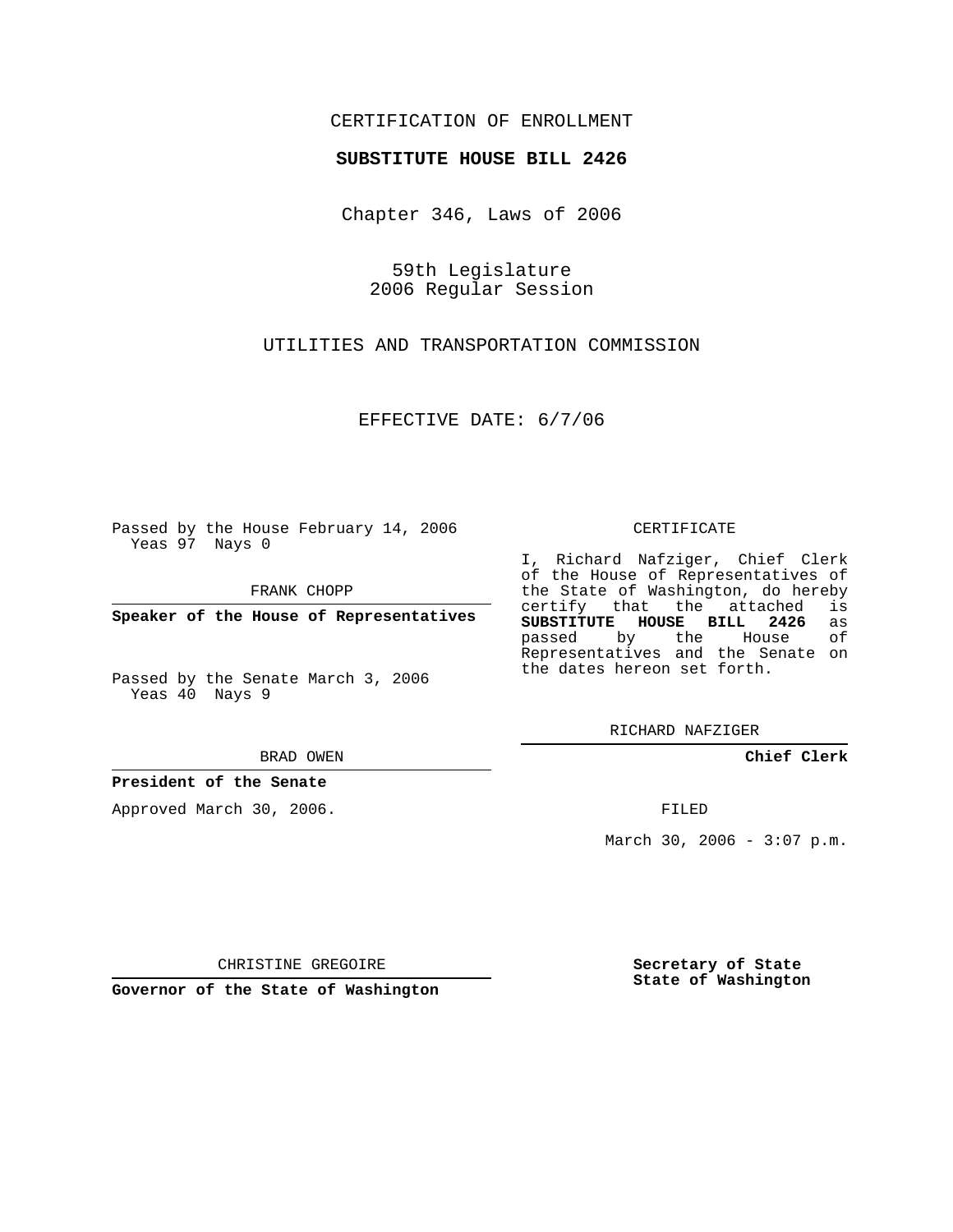CERTIFICATION OF ENROLLMENT

**SUBSTITUTE HOUSE BILL 2426**

Chapter 346, Laws of 2006

59th Legislature
2006 Regular Session

UTILITIES AND TRANSPORTATION COMMISSION

EFFECTIVE DATE: 6/7/06

Passed by the House February 14, 2006
Yeas 97 Nays 0

FRANK CHOPP

**Speaker of the House of Representatives**

Passed by the Senate March 3, 2006
Yeas 40 Nays 9

BRAD OWEN

**President of the Senate**

Approved March 30, 2006.

CHRISTINE GREGOIRE

**Governor of the State of Washington**

CERTIFICATE

I, Richard Nafziger, Chief Clerk of the House of Representatives of the State of Washington, do hereby certify that the attached is **SUBSTITUTE HOUSE BILL 2426** as passed by the House of Representatives and the Senate on the dates hereon set forth.

RICHARD NAFZIGER

**Chief Clerk**

FILED

March 30, 2006 - 3:07 p.m.

**Secretary of State**
**State of Washington**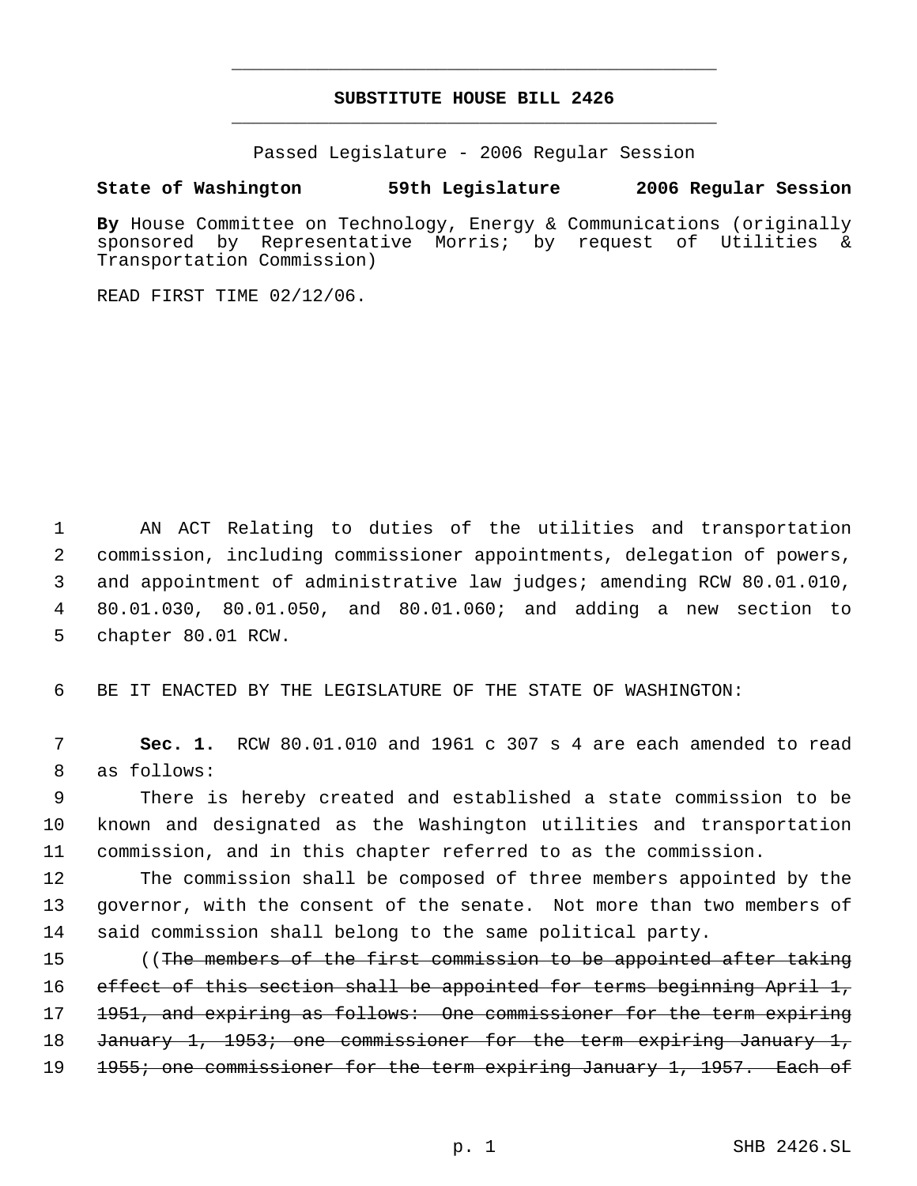# SUBSTITUTE HOUSE BILL 2426

Passed Legislature - 2006 Regular Session

**State of Washington 59th Legislature 2006 Regular Session**

**By** House Committee on Technology, Energy & Communications (originally sponsored by Representative Morris; by request of Utilities & Transportation Commission)

READ FIRST TIME 02/12/06.

AN ACT Relating to duties of the utilities and transportation commission, including commissioner appointments, delegation of powers, and appointment of administrative law judges; amending RCW 80.01.010, 80.01.030, 80.01.050, and 80.01.060; and adding a new section to chapter 80.01 RCW.

BE IT ENACTED BY THE LEGISLATURE OF THE STATE OF WASHINGTON:

**Sec. 1.** RCW 80.01.010 and 1961 c 307 s 4 are each amended to read as follows:

There is hereby created and established a state commission to be known and designated as the Washington utilities and transportation commission, and in this chapter referred to as the commission.

The commission shall be composed of three members appointed by the governor, with the consent of the senate. Not more than two members of said commission shall belong to the same political party.

((~~The members of the first commission to be appointed after taking effect of this section shall be appointed for terms beginning April 1, 1951, and expiring as follows: One commissioner for the term expiring January 1, 1953; one commissioner for the term expiring January 1, 1955; one commissioner for the term expiring January 1, 1957. Each of~~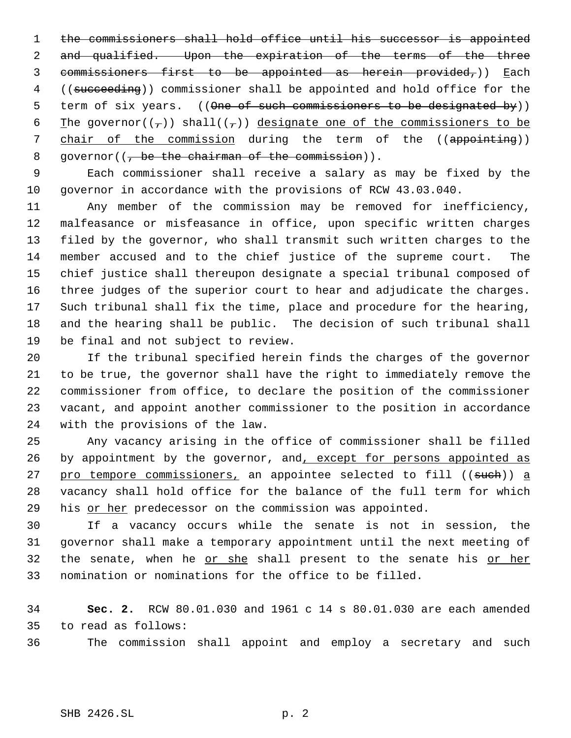~~the commissioners shall hold office until his successor is appointed and qualified. Upon the expiration of the terms of the three commissioners first to be appointed as herein provided,~~)) Each ((~~succeeding~~)) commissioner shall be appointed and hold office for the term of six years. ((~~One of such commissioners to be designated by~~)) The governor((~~,~~)) shall((~~,~~)) designate one of the commissioners to be chair of the commission during the term of the ((~~appointing~~)) governor((~~, be the chairman of the commission~~)).

Each commissioner shall receive a salary as may be fixed by the governor in accordance with the provisions of RCW 43.03.040.

Any member of the commission may be removed for inefficiency, malfeasance or misfeasance in office, upon specific written charges filed by the governor, who shall transmit such written charges to the member accused and to the chief justice of the supreme court. The chief justice shall thereupon designate a special tribunal composed of three judges of the superior court to hear and adjudicate the charges. Such tribunal shall fix the time, place and procedure for the hearing, and the hearing shall be public. The decision of such tribunal shall be final and not subject to review.

If the tribunal specified herein finds the charges of the governor to be true, the governor shall have the right to immediately remove the commissioner from office, to declare the position of the commissioner vacant, and appoint another commissioner to the position in accordance with the provisions of the law.

Any vacancy arising in the office of commissioner shall be filled by appointment by the governor, and, except for persons appointed as pro tempore commissioners, an appointee selected to fill ((~~such~~)) a vacancy shall hold office for the balance of the full term for which his or her predecessor on the commission was appointed.

If a vacancy occurs while the senate is not in session, the governor shall make a temporary appointment until the next meeting of the senate, when he or she shall present to the senate his or her nomination or nominations for the office to be filled.

**Sec. 2.** RCW 80.01.030 and 1961 c 14 s 80.01.030 are each amended to read as follows:

The commission shall appoint and employ a secretary and such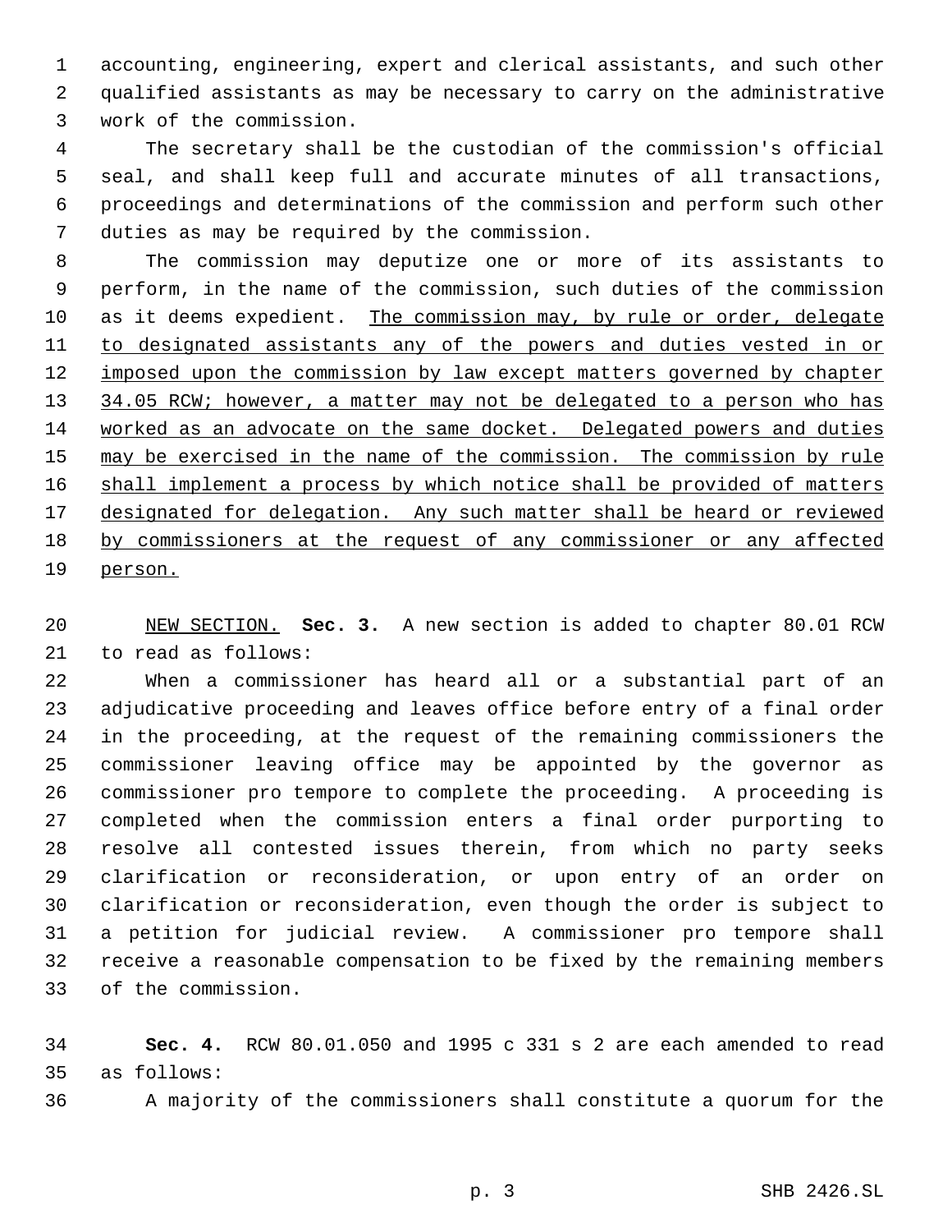accounting, engineering, expert and clerical assistants, and such other qualified assistants as may be necessary to carry on the administrative work of the commission.

The secretary shall be the custodian of the commission's official seal, and shall keep full and accurate minutes of all transactions, proceedings and determinations of the commission and perform such other duties as may be required by the commission.

The commission may deputize one or more of its assistants to perform, in the name of the commission, such duties of the commission as it deems expedient. <u>The commission may, by rule or order, delegate to designated assistants any of the powers and duties vested in or imposed upon the commission by law except matters governed by chapter 34.05 RCW; however, a matter may not be delegated to a person who has worked as an advocate on the same docket. Delegated powers and duties may be exercised in the name of the commission. The commission by rule shall implement a process by which notice shall be provided of matters designated for delegation. Any such matter shall be heard or reviewed by commissioners at the request of any commissioner or any affected person.</u>

<u>NEW SECTION.</u> **Sec. 3.** A new section is added to chapter 80.01 RCW to read as follows:

When a commissioner has heard all or a substantial part of an adjudicative proceeding and leaves office before entry of a final order in the proceeding, at the request of the remaining commissioners the commissioner leaving office may be appointed by the governor as commissioner pro tempore to complete the proceeding. A proceeding is completed when the commission enters a final order purporting to resolve all contested issues therein, from which no party seeks clarification or reconsideration, or upon entry of an order on clarification or reconsideration, even though the order is subject to a petition for judicial review. A commissioner pro tempore shall receive a reasonable compensation to be fixed by the remaining members of the commission.

**Sec. 4.** RCW 80.01.050 and 1995 c 331 s 2 are each amended to read as follows:

A majority of the commissioners shall constitute a quorum for the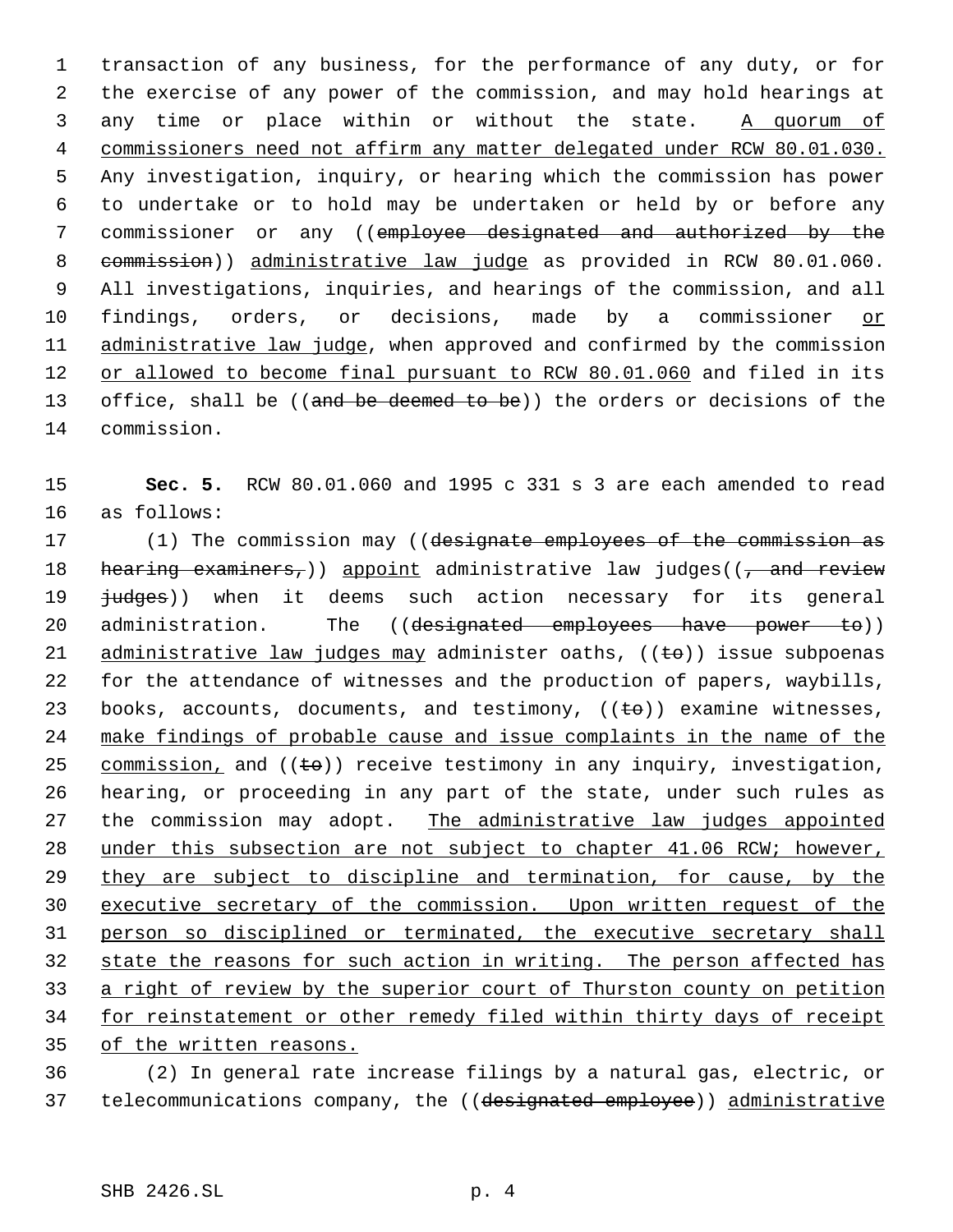transaction of any business, for the performance of any duty, or for the exercise of any power of the commission, and may hold hearings at any time or place within or without the state. <u>A quorum of commissioners need not affirm any matter delegated under RCW 80.01.030.</u> Any investigation, inquiry, or hearing which the commission has power to undertake or to hold may be undertaken or held by or before any commissioner or any ((~~employee designated and authorized by the commission~~)) <u>administrative law judge</u> as provided in RCW 80.01.060. All investigations, inquiries, and hearings of the commission, and all findings, orders, or decisions, made by a commissioner <u>or administrative law judge</u>, when approved and confirmed by the commission <u>or allowed to become final pursuant to RCW 80.01.060</u> and filed in its office, shall be ((~~and be deemed to be~~)) the orders or decisions of the commission.

**Sec. 5.** RCW 80.01.060 and 1995 c 331 s 3 are each amended to read as follows:

(1) The commission may ((~~designate employees of the commission as hearing examiners,~~)) <u>appoint</u> administrative law judges((~~, and review judges~~)) when it deems such action necessary for its general administration. The ((~~designated employees have power to~~)) <u>administrative law judges may</u> administer oaths, ((~~to~~)) issue subpoenas for the attendance of witnesses and the production of papers, waybills, books, accounts, documents, and testimony, ((~~to~~)) examine witnesses, <u>make findings of probable cause and issue complaints in the name of the commission,</u> and ((~~to~~)) receive testimony in any inquiry, investigation, hearing, or proceeding in any part of the state, under such rules as the commission may adopt. <u>The administrative law judges appointed under this subsection are not subject to chapter 41.06 RCW; however, they are subject to discipline and termination, for cause, by the executive secretary of the commission. Upon written request of the person so disciplined or terminated, the executive secretary shall state the reasons for such action in writing. The person affected has a right of review by the superior court of Thurston county on petition for reinstatement or other remedy filed within thirty days of receipt of the written reasons.</u>

(2) In general rate increase filings by a natural gas, electric, or telecommunications company, the ((~~designated employee~~)) <u>administrative</u>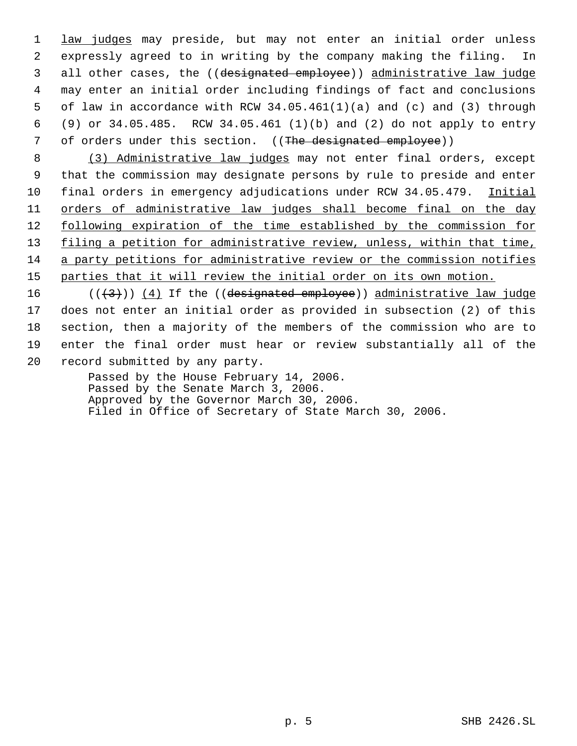law judges may preside, but may not enter an initial order unless expressly agreed to in writing by the company making the filing. In all other cases, the ((designated employee)) administrative law judge may enter an initial order including findings of fact and conclusions of law in accordance with RCW 34.05.461(1)(a) and (c) and (3) through (9) or 34.05.485. RCW 34.05.461 (1)(b) and (2) do not apply to entry of orders under this section. ((The designated employee))

(3) Administrative law judges may not enter final orders, except that the commission may designate persons by rule to preside and enter final orders in emergency adjudications under RCW 34.05.479. Initial orders of administrative law judges shall become final on the day following expiration of the time established by the commission for filing a petition for administrative review, unless, within that time, a party petitions for administrative review or the commission notifies parties that it will review the initial order on its own motion.

(((3))) (4) If the ((designated employee)) administrative law judge does not enter an initial order as provided in subsection (2) of this section, then a majority of the members of the commission who are to enter the final order must hear or review substantially all of the record submitted by any party.

Passed by the House February 14, 2006.
Passed by the Senate March 3, 2006.
Approved by the Governor March 30, 2006.
Filed in Office of Secretary of State March 30, 2006.